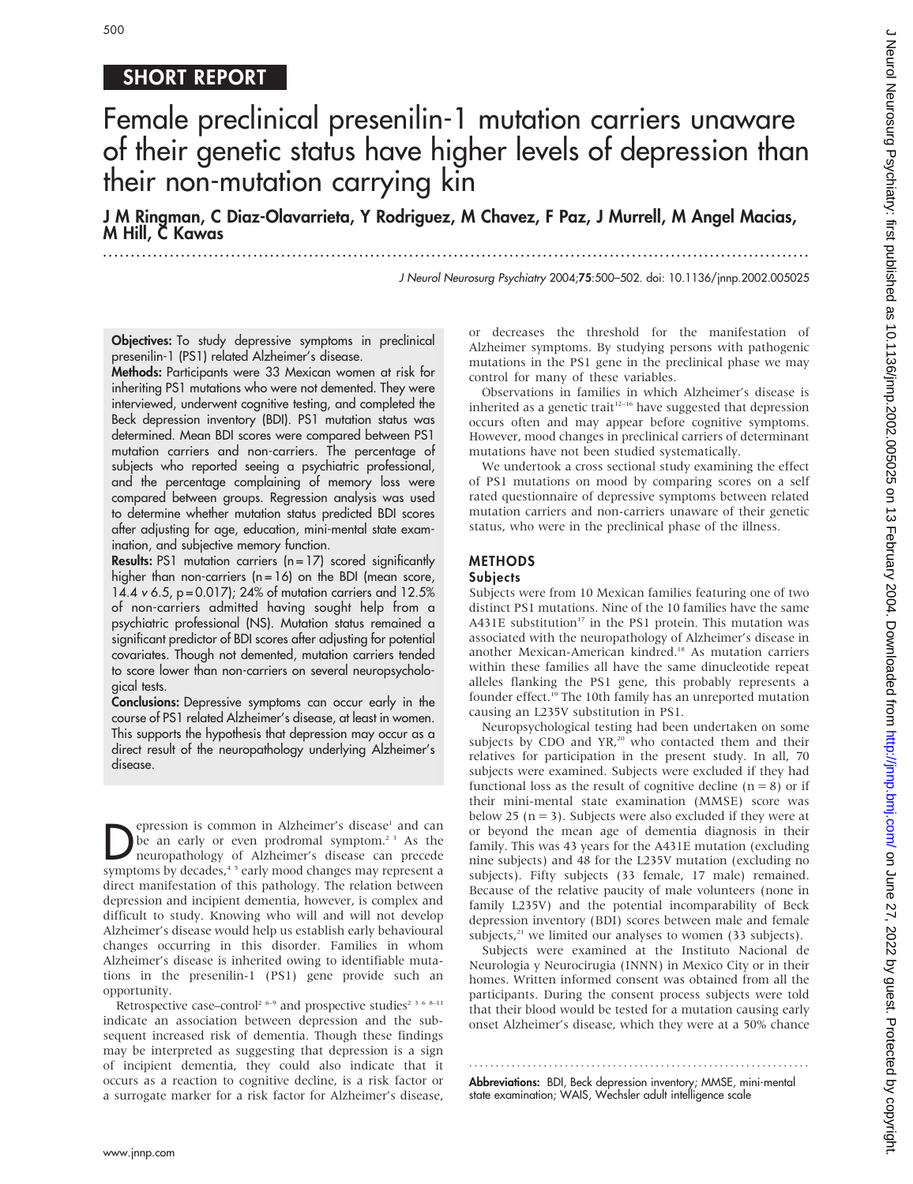## SHORT REPORT

# Female preclinical presenilin-1 mutation carriers unaware of their genetic status have higher levels of depression than their non-mutation carrying kin

**J M Ringman, C Diaz-Olavarrieta, Y Rodriguez, M Chavez, F Paz, J Murrell, M Angel Macias, M Hill, C Kawas**

**Objectives:** To study depressive symptoms in preclinical presenilin-1 (PS1) related Alzheimer's disease.

**Methods:** Participants were 33 Mexican women at risk for inheriting PS1 mutations who were not demented. They were interviewed, underwent cognitive testing, and completed the Beck depression inventory (BDI). PS1 mutation status was determined. Mean BDI scores were compared between PS1 mutation carriers and non-carriers. The percentage of subjects who reported seeing a psychiatric professional, and the percentage complaining of memory loss were compared between groups. Regression analysis was used to determine whether mutation status predicted BDI scores after adjusting for age, education, mini-mental state examination, and subjective memory function.

**Results:** PS1 mutation carriers (n = 17) scored significantly higher than non-carriers (n = 16) on the BDI (mean score, 14.4 v 6.5, p = 0.017); 24% of mutation carriers and 12.5% of non-carriers admitted having sought help from a psychiatric professional (NS). Mutation status remained a significant predictor of BDI scores after adjusting for potential covariates. Though not demented, mutation carriers tended to score lower than non-carriers on several neuropsychological tests.

**Conclusions:** Depressive symptoms can occur early in the course of PS1 related Alzheimer's disease, at least in women. This supports the hypothesis that depression may occur as a direct result of the neuropathology underlying Alzheimer's disease.

Depression is common in Alzheimer's disease[1] and can be an early or even prodromal symptom.[2 3] As the neuropathology of Alzheimer's disease can precede symptoms by decades,[4 5] early mood changes may represent a direct manifestation of this pathology. The relation between depression and incipient dementia, however, is complex and difficult to study. Knowing who will and will not develop Alzheimer's disease would help us establish early behavioural changes occurring in this disorder. Families in whom Alzheimer's disease is inherited owing to identifiable mutations in the presenilin-1 (PS1) gene provide such an opportunity.

Retrospective case–control[2 6–9] and prospective studies[2 3 6 8–11] indicate an association between depression and the subsequent increased risk of dementia. Though these findings may be interpreted as suggesting that depression is a sign of incipient dementia, they could also indicate that it occurs as a reaction to cognitive decline, is a risk factor or a surrogate marker for a risk factor for Alzheimer's disease, or decreases the threshold for the manifestation of Alzheimer symptoms. By studying persons with pathogenic mutations in the PS1 gene in the preclinical phase we may control for many of these variables.

Observations in families in which Alzheimer's disease is inherited as a genetic trait[12–16] have suggested that depression occurs often and may appear before cognitive symptoms. However, mood changes in preclinical carriers of determinant mutations have not been studied systematically.

We undertook a cross sectional study examining the effect of PS1 mutations on mood by comparing scores on a self rated questionnaire of depressive symptoms between related mutation carriers and non-carriers unaware of their genetic status, who were in the preclinical phase of the illness.

## METHODS

### Subjects

Subjects were from 10 Mexican families featuring one of two distinct PS1 mutations. Nine of the 10 families have the same A431E substitution[17] in the PS1 protein. This mutation was associated with the neuropathology of Alzheimer's disease in another Mexican-American kindred.[18] As mutation carriers within these families all have the same dinucleotide repeat alleles flanking the PS1 gene, this probably represents a founder effect.[19] The 10th family has an unreported mutation causing an L235V substitution in PS1.

Neuropsychological testing had been undertaken on some subjects by CDO and YR,[20] who contacted them and their relatives for participation in the present study. In all, 70 subjects were examined. Subjects were excluded if they had functional loss as the result of cognitive decline (n = 8) or if their mini-mental state examination (MMSE) score was below 25 (n = 3). Subjects were also excluded if they were at or beyond the mean age of dementia diagnosis in their family. This was 43 years for the A431E mutation (excluding nine subjects) and 48 for the L235V mutation (excluding no subjects). Fifty subjects (33 female, 17 male) remained. Because of the relative paucity of male volunteers (none in family L235V) and the potential incomparability of Beck depression inventory (BDI) scores between male and female subjects,[21] we limited our analyses to women (33 subjects).

Subjects were examined at the Instituto Nacional de Neurologia y Neurocirugia (INNN) in Mexico City or in their homes. Written informed consent was obtained from all the participants. During the consent process subjects were told that their blood would be tested for a mutation causing early onset Alzheimer's disease, which they were at a 50% chance

**Abbreviations:** BDI, Beck depression inventory; MMSE, mini-mental state examination; WAIS, Wechsler adult intelligence scale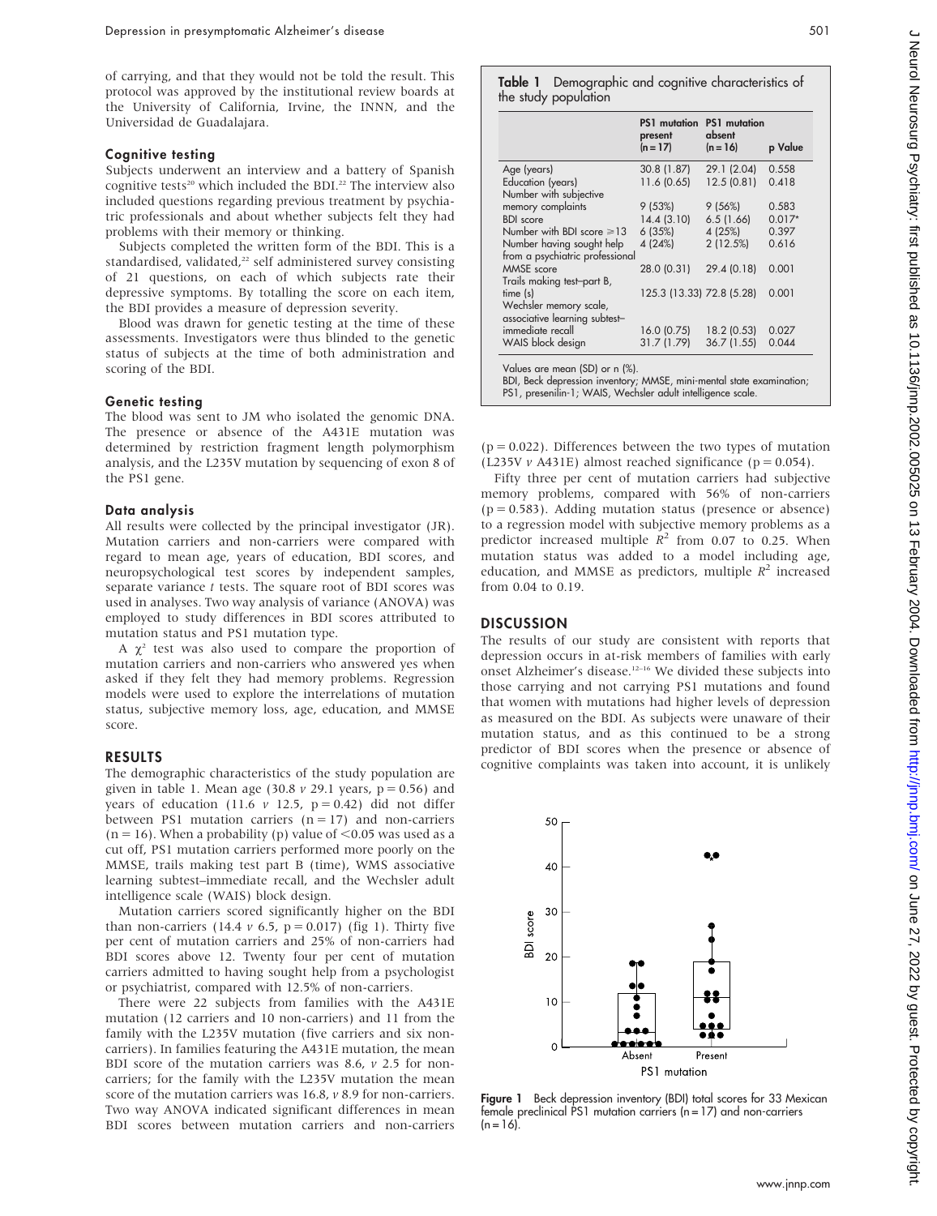of carrying, and that they would not be told the result. This protocol was approved by the institutional review boards at the University of California, Irvine, the INNN, and the Universidad de Guadalajara.

### Cognitive testing

Subjects underwent an interview and a battery of Spanish cognitive tests[20] which included the BDI.[22] The interview also included questions regarding previous treatment by psychiatric professionals and about whether subjects felt they had problems with their memory or thinking.

Subjects completed the written form of the BDI. This is a standardised, validated,[22] self administered survey consisting of 21 questions, on each of which subjects rate their depressive symptoms. By totalling the score on each item, the BDI provides a measure of depression severity.

Blood was drawn for genetic testing at the time of these assessments. Investigators were thus blinded to the genetic status of subjects at the time of both administration and scoring of the BDI.

### Genetic testing

The blood was sent to JM who isolated the genomic DNA. The presence or absence of the A431E mutation was determined by restriction fragment length polymorphism analysis, and the L235V mutation by sequencing of exon 8 of the PS1 gene.

### Data analysis

All results were collected by the principal investigator (JR). Mutation carriers and non-carriers were compared with regard to mean age, years of education, BDI scores, and neuropsychological test scores by independent samples, separate variance *t* tests. The square root of BDI scores was used in analyses. Two way analysis of variance (ANOVA) was employed to study differences in BDI scores attributed to mutation status and PS1 mutation type.

A $\chi^2$ test was also used to compare the proportion of mutation carriers and non-carriers who answered yes when asked if they felt they had memory problems. Regression models were used to explore the interrelations of mutation status, subjective memory loss, age, education, and MMSE score.

## RESULTS

The demographic characteristics of the study population are given in table 1. Mean age (30.8 *v* 29.1 years, p = 0.56) and years of education (11.6 *v* 12.5, p = 0.42) did not differ between PS1 mutation carriers (n = 17) and non-carriers (n = 16). When a probability (p) value of <0.05 was used as a cut off, PS1 mutation carriers performed more poorly on the MMSE, trails making test part B (time), WMS associative learning subtest–immediate recall, and the Wechsler adult intelligence scale (WAIS) block design.

Mutation carriers scored significantly higher on the BDI than non-carriers (14.4 *v* 6.5, p = 0.017) (fig 1). Thirty five per cent of mutation carriers and 25% of non-carriers had BDI scores above 12. Twenty four per cent of mutation carriers admitted to having sought help from a psychologist or psychiatrist, compared with 12.5% of non-carriers.

There were 22 subjects from families with the A431E mutation (12 carriers and 10 non-carriers) and 11 from the family with the L235V mutation (five carriers and six non-carriers). In families featuring the A431E mutation, the mean BDI score of the mutation carriers was 8.6, *v* 2.5 for non-carriers; for the family with the L235V mutation the mean score of the mutation carriers was 16.8, *v* 8.9 for non-carriers. Two way ANOVA indicated significant differences in mean BDI scores between mutation carriers and non-carriers (p = 0.022). Differences between the two types of mutation (L235V *v* A431E) almost reached significance (p = 0.054).

Fifty three per cent of mutation carriers had subjective memory problems, compared with 56% of non-carriers (p = 0.583). Adding mutation status (presence or absence) to a regression model with subjective memory problems as a predictor increased multiple $R^2$ from 0.07 to 0.25. When mutation status was added to a model including age, education, and MMSE as predictors, multiple $R^2$ increased from 0.04 to 0.19.

**Table 1** Demographic and cognitive characteristics of the study population

| | PS1 mutation present (n = 17) | PS1 mutation absent (n = 16) | p Value |
|---|---|---|---|
| Age (years) | 30.8 (1.87) | 29.1 (2.04) | 0.558 |
| Education (years) | 11.6 (0.65) | 12.5 (0.81) | 0.418 |
| Number with subjective memory complaints | 9 (53%) | 9 (56%) | 0.583 |
| BDI score | 14.4 (3.10) | 6.5 (1.66) | 0.017* |
| Number with BDI score ≥13 | 6 (35%) | 4 (25%) | 0.397 |
| Number having sought help from a psychiatric professional | 4 (24%) | 2 (12.5%) | 0.616 |
| MMSE score | 28.0 (0.31) | 29.4 (0.18) | 0.001 |
| Trails making test–part B, time (s) | 125.3 (13.33) | 72.8 (5.28) | 0.001 |
| Wechsler memory scale, associative learning subtest–immediate recall | 16.0 (0.75) | 18.2 (0.53) | 0.027 |
| WAIS block design | 31.7 (1.79) | 36.7 (1.55) | 0.044 |

Values are mean (SD) or n (%).
BDI, Beck depression inventory; MMSE, mini-mental state examination; PS1, presenilin-1; WAIS, Wechsler adult intelligence scale.

## DISCUSSION

The results of our study are consistent with reports that depression occurs in at-risk members of families with early onset Alzheimer's disease.[12–16] We divided these subjects into those carrying and not carrying PS1 mutations and found that women with mutations had higher levels of depression as measured on the BDI. As subjects were unaware of their mutation status, and as this continued to be a strong predictor of BDI scores when the presence or absence of cognitive complaints was taken into account, it is unlikely

**Figure 1** Beck depression inventory (BDI) total scores for 33 Mexican female preclinical PS1 mutation carriers (n = 17) and non-carriers (n = 16).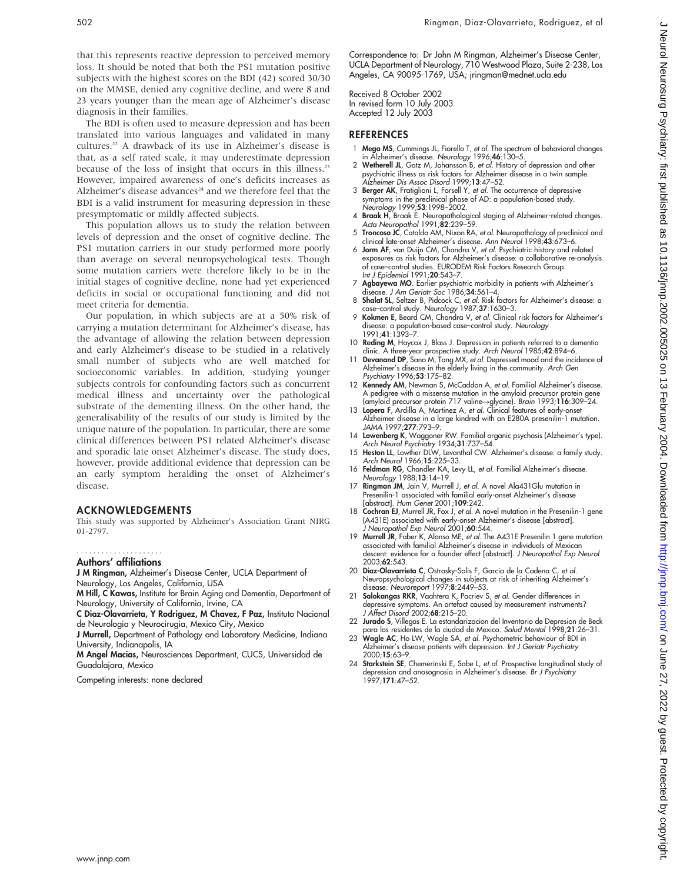that this represents reactive depression to perceived memory loss. It should be noted that both the PS1 mutation positive subjects with the highest scores on the BDI (42) scored 30/30 on the MMSE, denied any cognitive decline, and were 8 and 23 years younger than the mean age of Alzheimer's disease diagnosis in their families.

The BDI is often used to measure depression and has been translated into various languages and validated in many cultures.[22] A drawback of its use in Alzheimer's disease is that, as a self rated scale, it may underestimate depression because of the loss of insight that occurs in this illness.[23] However, impaired awareness of one's deficits increases as Alzheimer's disease advances[24] and we therefore feel that the BDI is a valid instrument for measuring depression in these presymptomatic or mildly affected subjects.

This population allows us to study the relation between levels of depression and the onset of cognitive decline. The PS1 mutation carriers in our study performed more poorly than average on several neuropsychological tests. Though some mutation carriers were therefore likely to be in the initial stages of cognitive decline, none had yet experienced deficits in social or occupational functioning and did not meet criteria for dementia.

Our population, in which subjects are at a 50% risk of carrying a mutation determinant for Alzheimer's disease, has the advantage of allowing the relation between depression and early Alzheimer's disease to be studied in a relatively small number of subjects who are well matched for socioeconomic variables. In addition, studying younger subjects controls for confounding factors such as concurrent medical illness and uncertainty over the pathological substrate of the dementing illness. On the other hand, the generalisability of the results of our study is limited by the unique nature of the population. In particular, there are some clinical differences between PS1 related Alzheimer's disease and sporadic late onset Alzheimer's disease. The study does, however, provide additional evidence that depression can be an early symptom heralding the onset of Alzheimer's disease.

## ACKNOWLEDGEMENTS

This study was supported by Alzheimer's Association Grant NIRG 01-2797.

### Authors' affiliations

**J M Ringman,** Alzheimer's Disease Center, UCLA Department of Neurology, Los Angeles, California, USA

**M Hill, C Kawas,** Institute for Brain Aging and Dementia, Department of Neurology, University of California, Irvine, CA

**C Diaz-Olavarrieta, Y Rodriguez, M Chavez, F Paz,** Instituto Nacional de Neurologia y Neurocirugia, Mexico City, Mexico

**J Murrell,** Department of Pathology and Laboratory Medicine, Indiana University, Indianapolis, IA

**M Angel Macias,** Neurosciences Department, CUCS, Universidad de Guadalajara, Mexico

Competing interests: none declared

Correspondence to: Dr John M Ringman, Alzheimer's Disease Center, UCLA Department of Neurology, 710 Westwood Plaza, Suite 2-238, Los Angeles, CA 90095-1769, USA; jringman@mednet.ucla.edu

Received 8 October 2002
In revised form 10 July 2003
Accepted 12 July 2003

## REFERENCES

1. **Mega MS**, Cummings JL, Fiorello T, *et al*. The spectrum of behavioral changes in Alzheimer's disease. *Neurology* 1996;**46**:130–5.
2. **Wetherell JL**, Gatz M, Johansson B, *et al*. History of depression and other psychiatric illness as risk factors for Alzheimer disease in a twin sample. *Alzheimer Dis Assoc Disord* 1999;**13**:47–52.
3. **Berger AK**, Fratiglioni L, Forsell Y, *et al*. The occurrence of depressive symptoms in the preclinical phase of AD: a population-based study. *Neurology* 1999;**53**:1998–2002.
4. **Braak H**, Braak E. Neuropathological staging of Alzheimer-related changes. *Acta Neuropathol* 1991;**82**:239–59.
5. **Troncoso JC**, Cataldo AM, Nixon RA, *et al*. Neuropathology of preclinical and clinical late-onset Alzheimer's disease. *Ann Neurol* 1998;**43**:673–6.
6. **Jorm AF**, van Duijn CM, Chandra V, *et al*. Psychiatric history and related exposures as risk factors for Alzheimer's disease: a collaborative re-analysis of case–control studies. EURODEM Risk Factors Research Group. *Int J Epidemiol* 1991;**20**:S43–7.
7. **Agbayewa MO**. Earlier psychiatric morbidity in patients with Alzheimer's disease. *J Am Geriatr Soc* 1986;**34**:561–4.
8. **Shalat SL**, Seltzer B, Pidcock C, *et al*. Risk factors for Alzheimer's disease: a case–control study. *Neurology* 1987;**37**:1630–3.
9. **Kokmen E**, Beard CM, Chandra V, *et al*. Clinical risk factors for Alzheimer's disease: a population-based case–control study. *Neurology* 1991;**41**:1393–7.
10. **Reding M**, Haycox J, Blass J. Depression in patients referred to a dementia clinic. A three-year prospective study. *Arch Neurol* 1985;**42**:894–6.
11. **Devanand DP**, Sano M, Tang MX, *et al*. Depressed mood and the incidence of Alzheimer's disease in the elderly living in the community. *Arch Gen Psychiatry* 1996;**53**:175–82.
12. **Kennedy AM**, Newman S, McCaddon A, *et al*. Familial Alzheimer's disease. A pedigree with a missense mutation in the amyloid precursor protein gene (amyloid precursor protein 717 valine→glycine). *Brain* 1993;**116**:309–24.
13. **Lopera F**, Ardilla A, Martinez A, *et al*. Clinical features of early-onset Alzheimer disease in a large kindred with an E280A presenilin-1 mutation. *JAMA* 1997;**277**:793–9.
14. **Lowenberg K**, Waggoner RW. Familial organic psychosis (Alzheimer's type). *Arch Neurol Psychiatry* 1934;**31**:737–54.
15. **Heston LL**, Lowther DLW, Levanthal CW. Alzheimer's disease: a family study. *Arch Neurol* 1966;**15**:225–33.
16. **Feldman RG**, Chandler KA, Levy LL, *et al*. Familial Alzheimer's disease. *Neurology* 1988;**13**:14–19.
17. **Ringman JM**, Jain V, Murrell J, *et al*. A novel Ala431Glu mutation in Presenilin-1 associated with familial early-onset Alzheimer's disease [abstract]. *Hum Genet* 2001;**109**:242.
18. **Cochran EJ**, Murrell JR, Fox J, *et al*. A novel mutation in the Presenilin-1 gene (A431E) associated with early-onset Alzheimer's disease [abstract]. *J Neuropathol Exp Neurol* 2001;**60**:544.
19. **Murrell JR**, Faber K, Alonso ME, *et al*. The A431E Presenilin 1 gene mutation associated with familial Alzheimer's disease in individuals of Mexican descent: evidence for a founder effect [abstract]. *J Neuropathol Exp Neurol* 2003;**62**:543.
20. **Diaz-Olavarrieta C**, Ostrosky-Solis F, Garcia de la Cadena C, *et al*. Neuropsychological changes in subjects at risk of inheriting Alzheimer's disease. *Neuroreport* 1997;**8**:2449–53.
21. **Salokangas RKR**, Vaahtera K, Pacriev S, *et al*. Gender differences in depressive symptoms. An artefact caused by measurement instruments? *J Affect Disord* 2002;**68**:215–20.
22. **Jurado S**, Villegas E. La estandarizacion del Inventario de Depresion de Beck para los residentes de la ciudad de Mexico. *Salud Mental* 1998;**21**:26–31.
23. **Wagle AC**, Ho LW, Wagle SA, *et al*. Psychometric behaviour of BDI in Alzheimer's disease patients with depression. *Int J Geriatr Psychiatry* 2000;**15**:63–9.
24. **Starkstein SE**, Chemerinski E, Sabe L, *et al*. Prospective longitudinal study of depression and anosognosia in Alzheimer's disease. *Br J Psychiatry* 1997;**171**:47–52.